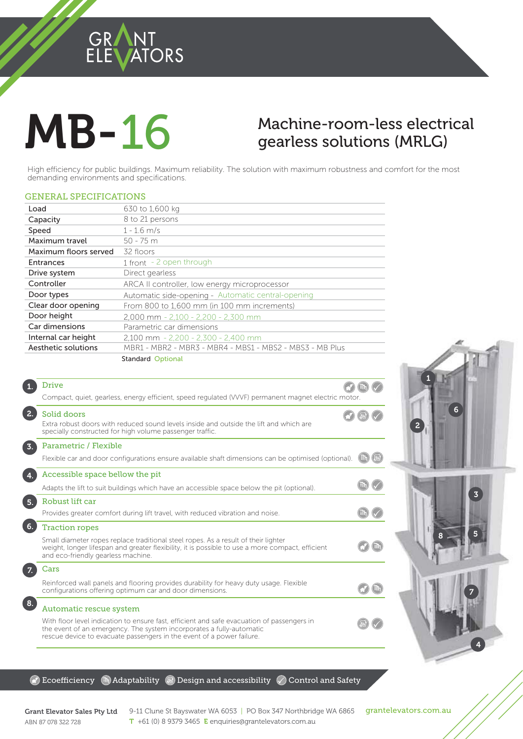# MB-16

## Machine-room-less electrical gearless solutions (MRLG)

High efficiency for public buildings. Maximum reliability. The solution with maximum robustness and comfort for the most demanding environments and specifications.

## GENERAL SPECIFICATIONS

| | |
|---|---|
| Load | 630 to 1,600 kg |
| Capacity | 8 to 21 persons |
| Speed | 1 - 1.6 m/s |
| Maximum travel | 50 - 75 m |
| Maximum floors served | 32 floors |
| Entrances | 1 front - 2 open through |
| Drive system | Direct gearless |
| Controller | ARCA II controller, low energy microprocessor |
| Door types | Automatic side-opening - Automatic central-opening |
| Clear door opening | From 800 to 1,600 mm (in 100 mm increments) |
| Door height | 2,000 mm - 2,100 - 2,200 - 2,300 mm |
| Car dimensions | Parametric car dimensions |
| Internal car height | 2,100 mm - 2,200 - 2,300 - 2,400 mm |
| Aesthetic solutions | MBR1 - MBR2 - MBR3 - MBR4 - MBS1 - MBS2 - MBS3 - MB Plus |

Standard Optional

### 1. Drive

Compact, quiet, gearless, energy efficient, speed regulated (VVVF) permanent magnet electric motor.

### 2. Solid doors

Extra robust doors with reduced sound levels inside and outside the lift and which are specially constructed for high volume passenger traffic.

### 3. Parametric / Flexible

Flexible car and door configurations ensure available shaft dimensions can be optimised (optional).

### 4. Accessible space bellow the pit

Adapts the lift to suit buildings which have an accessible space below the pit (optional).

### 5. Robust lift car

Provides greater comfort during lift travel, with reduced vibration and noise.

### 6. Traction ropes

Small diameter ropes replace traditional steel ropes. As a result of their lighter weight, longer lifespan and greater flexibility, it is possible to use a more compact, efficient and eco-friendly gearless machine.

### 7. Cars

Reinforced wall panels and flooring provides durability for heavy duty usage. Flexible configurations offering optimum car and door dimensions.

### 8. Automatic rescue system

With floor level indication to ensure fast, efficient and safe evacuation of passengers in the event of an emergency. The system incorporates a fully-automatic rescue device to evacuate passengers in the event of a power failure.

Ecoefficiency | Adaptability | Design and accessibility | Control and Safety

**Grant Elevator Sales Pty Ltd**
ABN 87 078 322 728

9-11 Clune St Bayswater WA 6053 | PO Box 347 Northbridge WA 6865
T +61 (0) 8 9379 3465 E enquiries@grantelevators.com.au

grantelevators.com.au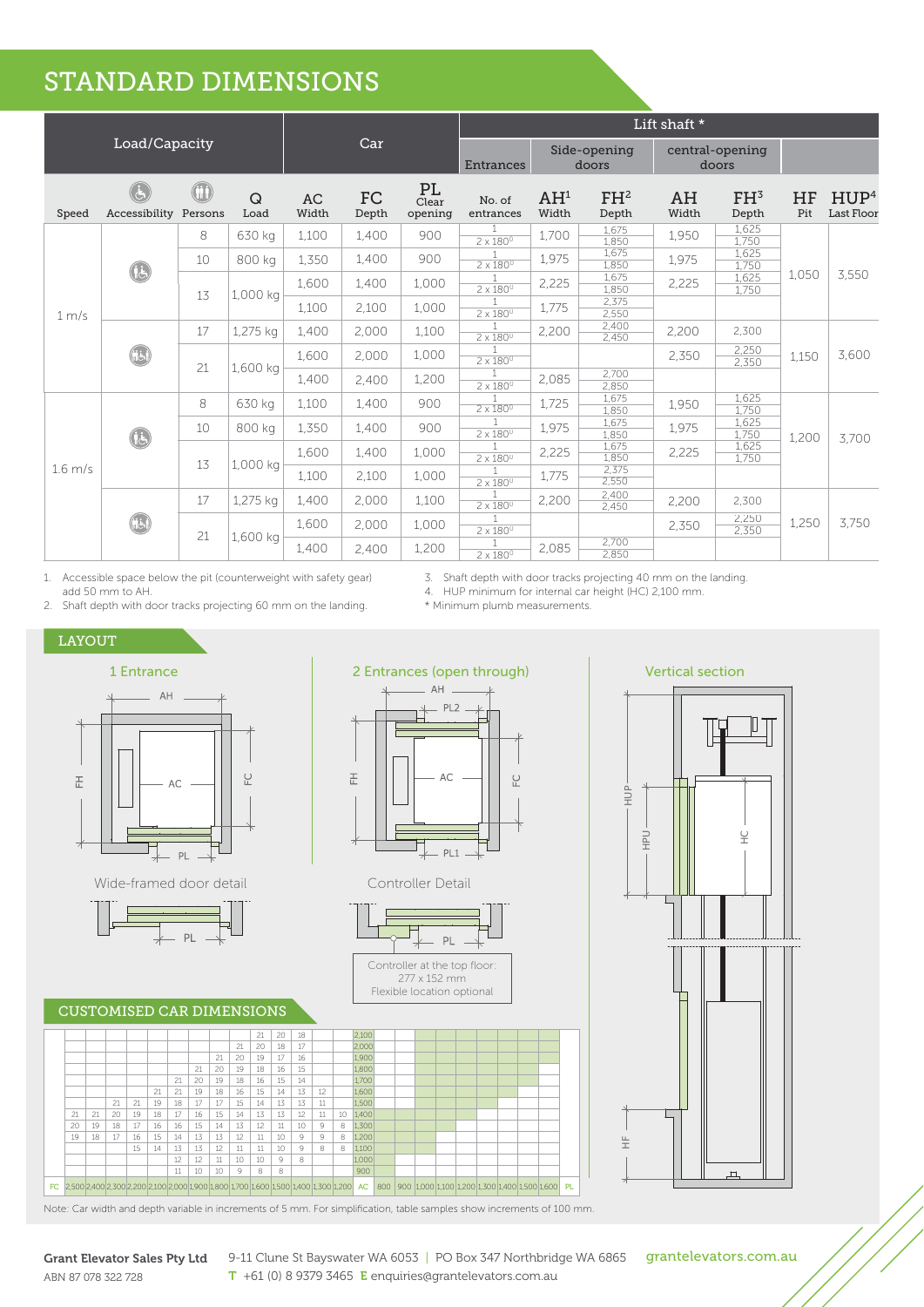# STANDARD DIMENSIONS

| Load/Capacity | | | | Car | | | Lift shaft * | | | | | | |
|---|---|---|---|---|---|---|---|---|---|---|---|---|---|
| | | | | | | | Entrances | Side-opening doors | | central-opening doors | | | |
| Speed | Accessibility | Persons | Q Load | AC Width | FC Depth | PL Clear opening | No. of entrances | AH[1] Width | FH[2] Depth | AH Width | FH[3] Depth | HF Pit | HUP[4] Last Floor |
| 1 m/s | | 8 | 630 kg | 1,100 | 1,400 | 900 | 1 / 2 x 180° | 1,700 | 1,675 / 1,850 | 1,950 | 1,625 / 1,750 | 1,050 | 3,550 |
| | | 10 | 800 kg | 1,350 | 1,400 | 900 | 1 / 2 x 180° | 1,975 | 1,675 / 1,850 | 1,975 | 1,625 / 1,750 | | |
| | | 13 | 1,000 kg | 1,600 | 1,400 | 1,000 | 1 / 2 x 180° | 2,225 | 1,675 / 1,850 | 2,225 | 1,625 / 1,750 | | |
| | | | | 1,100 | 2,100 | 1,000 | 1 / 2 x 180° | 1,775 | 2,375 / 2,550 | | | | |
| | | 17 | 1,275 kg | 1,400 | 2,000 | 1,100 | 1 / 2 x 180° | 2,200 | 2,400 / 2,450 | 2,200 | 2,300 | 1,150 | 3,600 |
| | | 21 | 1,600 kg | 1,600 | 2,000 | 1,000 | 1 / 2 x 180° | | | 2,350 | 2,250 / 2,350 | | |
| | | | | 1,400 | 2,400 | 1,200 | 1 / 2 x 180° | 2,085 | 2,700 / 2,850 | | | | |
| 1.6 m/s | | 8 | 630 kg | 1,100 | 1,400 | 900 | 1 / 2 x 180° | 1,725 | 1,675 / 1,850 | 1,950 | 1,625 / 1,750 | 1,200 | 3,700 |
| | | 10 | 800 kg | 1,350 | 1,400 | 900 | 1 / 2 x 180° | 1,975 | 1,675 / 1,850 | 1,975 | 1,625 / 1,750 | | |
| | | 13 | 1,000 kg | 1,600 | 1,400 | 1,000 | 1 / 2 x 180° | 2,225 | 1,675 / 1,850 | 2,225 | 1,625 / 1,750 | | |
| | | | | 1,100 | 2,100 | 1,000 | 1 / 2 x 180° | 1,775 | 2,375 / 2,550 | | | | |
| | | 17 | 1,275 kg | 1,400 | 2,000 | 1,100 | 1 / 2 x 180° | 2,200 | 2,400 / 2,450 | 2,200 | 2,300 | 1,250 | 3,750 |
| | | 21 | 1,600 kg | 1,600 | 2,000 | 1,000 | 1 / 2 x 180° | | | 2,350 | 2,250 / 2,350 | | |
| | | | | 1,400 | 2,400 | 1,200 | 1 / 2 x 180° | 2,085 | 2,700 / 2,850 | | | | |

1. Accessible space below the pit (counterweight with safety gear) add 50 mm to AH.
2. Shaft depth with door tracks projecting 60 mm on the landing.
3. Shaft depth with door tracks projecting 40 mm on the landing.
4. HUP minimum for internal car height (HC) 2,100 mm.

\* Minimum plumb measurements.

## LAYOUT

1 Entrance

2 Entrances (open through)

Vertical section

Wide-framed door detail

Controller Detail

Controller at the top floor: 277 x 152 mm
Flexible location optional

## CUSTOMISED CAR DIMENSIONS

| FC | 2,500 | 2,400 | 2,300 | 2,200 | 2,100 | 2,000 | 1,900 | 1,800 | 1,700 | 1,600 | 1,500 | 1,400 | 1,300 | 1,200 | AC | 800 | 900 | 1,000 | 1,100 | 1,200 | 1,300 | 1,400 | 1,500 | 1,600 | PL |
|---|---|---|---|---|---|---|---|---|---|---|---|---|---|---|---|---|---|---|---|---|---|---|---|---|---|
| | | | | | | | | | | 21 | 20 | 18 | | | 2,100 | | | | | | | | | | |
| | | | | | | | | | 21 | 20 | 18 | 17 | | | 2,000 | | | | | | | | | | |
| | | | | | | | | 21 | 20 | 19 | 17 | 16 | | | 1,900 | | | | | | | | | | |
| | | | | | | | 21 | 20 | 19 | 18 | 16 | 15 | | | 1,800 | | | | | | | | | | |
| | | | | | | 21 | 20 | 19 | 18 | 16 | 15 | 14 | | | 1,700 | | | | | | | | | | |
| | | | | | 21 | 21 | 19 | 18 | 16 | 15 | 14 | 13 | 12 | | 1,600 | | | | | | | | | | |
| | | | 21 | 21 | 19 | 18 | 17 | 17 | 15 | 14 | 13 | 13 | 11 | | 1,500 | | | | | | | | | | |
| | 21 | 21 | 20 | 19 | 18 | 17 | 16 | 15 | 14 | 13 | 13 | 12 | 11 | 10 | 1,400 | | | | | | | | | | |
| | 20 | 19 | 18 | 17 | 16 | 16 | 15 | 14 | 13 | 12 | 11 | 10 | 9 | 8 | 1,300 | | | | | | | | | | |
| | 19 | 18 | 17 | 16 | 15 | 14 | 13 | 13 | 12 | 11 | 10 | 9 | 9 | 8 | 1,200 | | | | | | | | | | |
| | | | | 15 | 14 | 13 | 13 | 12 | 11 | 10 | 9 | 8 | 8 | | 1,100 | | | | | | | | | | |
| | | | | | | 12 | 12 | 11 | 10 | 10 | 9 | 8 | | | 1,000 | | | | | | | | | | |
| | | | | | | 11 | 10 | 10 | 9 | 8 | 8 | | | | 900 | | | | | | | | | | |

Note: Car width and depth variable in increments of 5 mm. For simplification, table samples show increments of 100 mm.

**Grant Elevator Sales Pty Ltd**
ABN 87 078 322 728

9-11 Clune St Bayswater WA 6053 | PO Box 347 Northbridge WA 6865
**T** +61 (0) 8 9379 3465 **E** enquiries@grantelevators.com.au

grantelevators.com.au